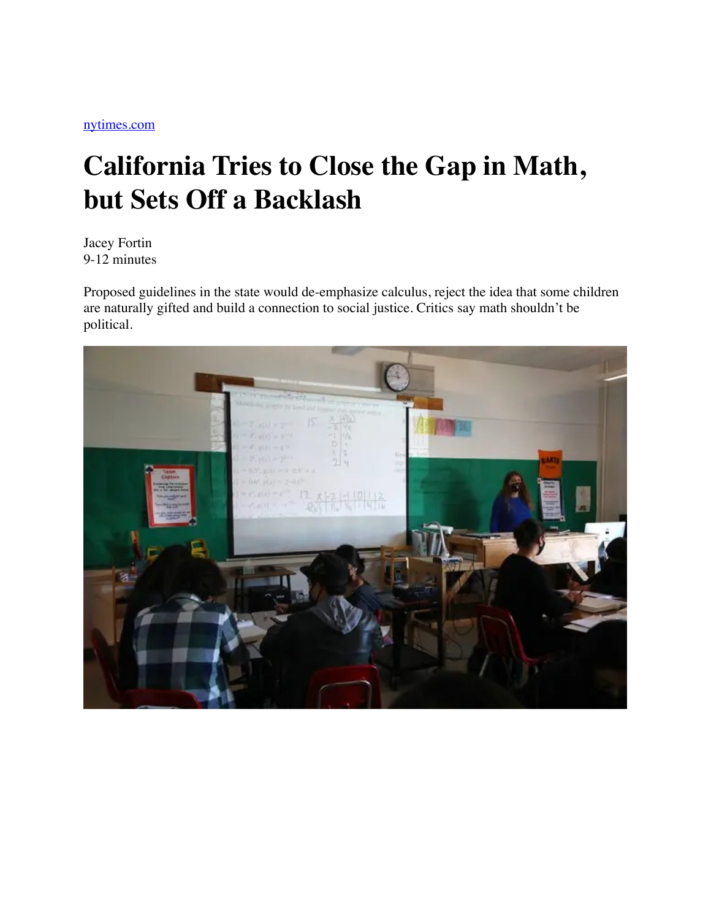nytimes.com

# California Tries to Close the Gap in Math, but Sets Off a Backlash

Jacey Fortin
9-12 minutes

Proposed guidelines in the state would de-emphasize calculus, reject the idea that some children are naturally gifted and build a connection to social justice. Critics say math shouldn't be political.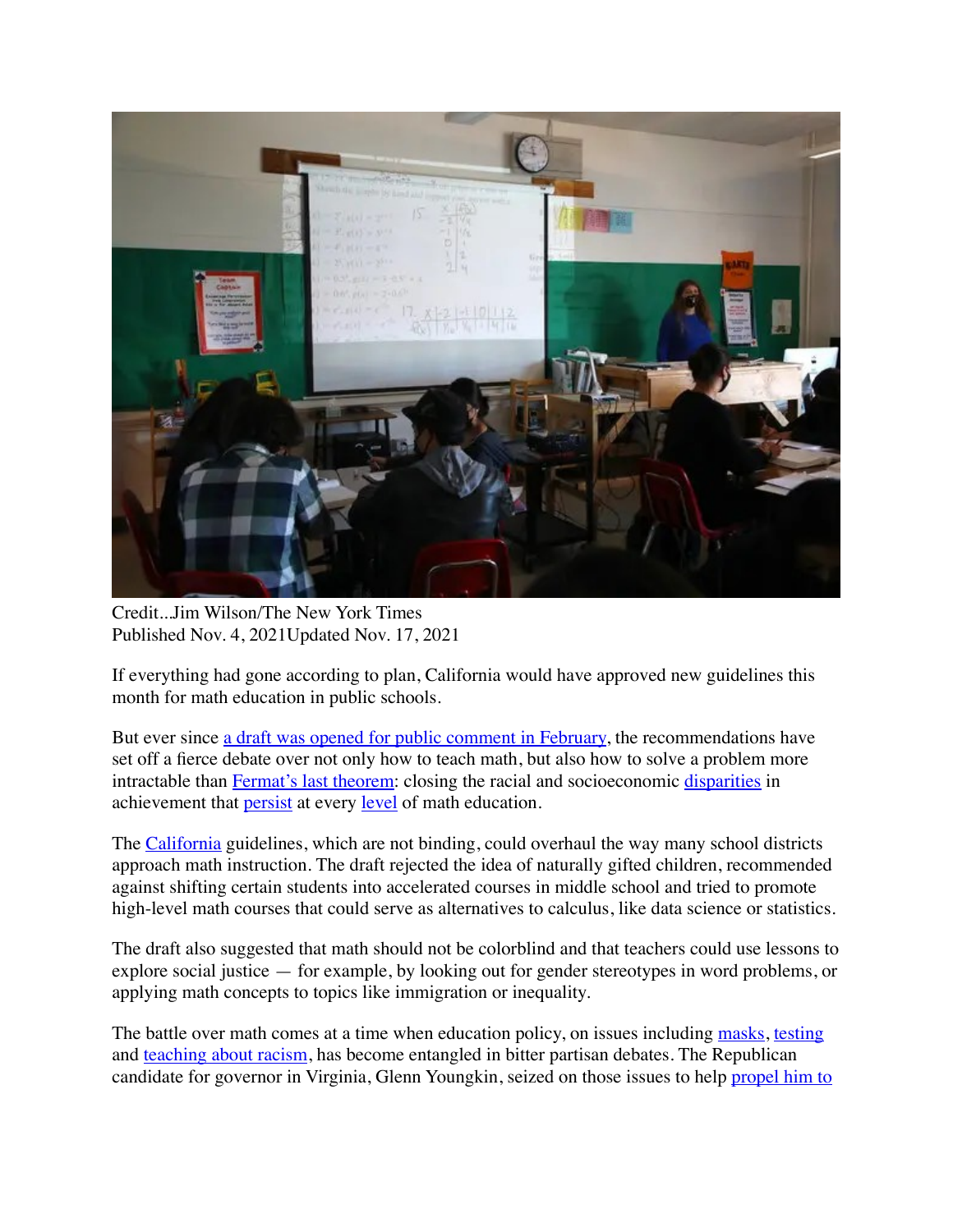Credit...Jim Wilson/The New York Times
Published Nov. 4, 2021Updated Nov. 17, 2021

If everything had gone according to plan, California would have approved new guidelines this month for math education in public schools.

But ever since a draft was opened for public comment in February, the recommendations have set off a fierce debate over not only how to teach math, but also how to solve a problem more intractable than Fermat's last theorem: closing the racial and socioeconomic disparities in achievement that persist at every level of math education.

The California guidelines, which are not binding, could overhaul the way many school districts approach math instruction. The draft rejected the idea of naturally gifted children, recommended against shifting certain students into accelerated courses in middle school and tried to promote high-level math courses that could serve as alternatives to calculus, like data science or statistics.

The draft also suggested that math should not be colorblind and that teachers could use lessons to explore social justice — for example, by looking out for gender stereotypes in word problems, or applying math concepts to topics like immigration or inequality.

The battle over math comes at a time when education policy, on issues including masks, testing and teaching about racism, has become entangled in bitter partisan debates. The Republican candidate for governor in Virginia, Glenn Youngkin, seized on those issues to help propel him to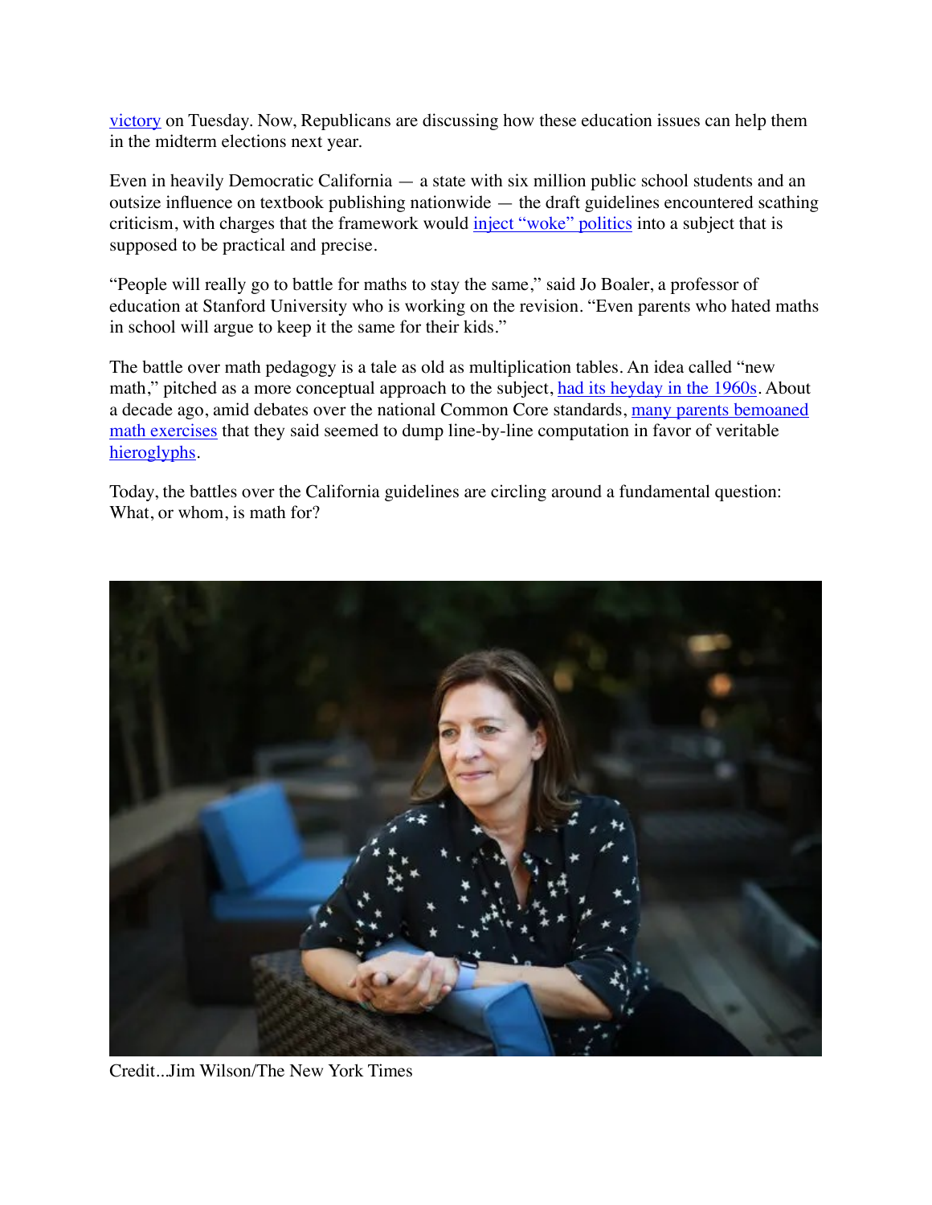victory on Tuesday. Now, Republicans are discussing how these education issues can help them in the midterm elections next year.

Even in heavily Democratic California — a state with six million public school students and an outsize influence on textbook publishing nationwide — the draft guidelines encountered scathing criticism, with charges that the framework would inject "woke" politics into a subject that is supposed to be practical and precise.

"People will really go to battle for maths to stay the same," said Jo Boaler, a professor of education at Stanford University who is working on the revision. "Even parents who hated maths in school will argue to keep it the same for their kids."

The battle over math pedagogy is a tale as old as multiplication tables. An idea called "new math," pitched as a more conceptual approach to the subject, had its heyday in the 1960s. About a decade ago, amid debates over the national Common Core standards, many parents bemoaned math exercises that they said seemed to dump line-by-line computation in favor of veritable hieroglyphs.

Today, the battles over the California guidelines are circling around a fundamental question: What, or whom, is math for?

Credit...Jim Wilson/The New York Times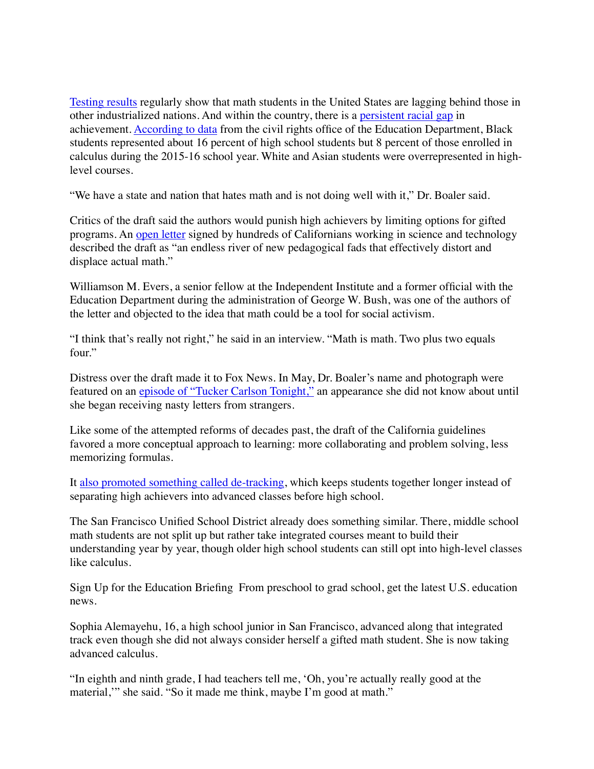[Testing results](#) regularly show that math students in the United States are lagging behind those in other industrialized nations. And within the country, there is a [persistent racial gap](#) in achievement. [According to data](#) from the civil rights office of the Education Department, Black students represented about 16 percent of high school students but 8 percent of those enrolled in calculus during the 2015-16 school year. White and Asian students were overrepresented in high-level courses.

"We have a state and nation that hates math and is not doing well with it," Dr. Boaler said.

Critics of the draft said the authors would punish high achievers by limiting options for gifted programs. An [open letter](#) signed by hundreds of Californians working in science and technology described the draft as "an endless river of new pedagogical fads that effectively distort and displace actual math."

Williamson M. Evers, a senior fellow at the Independent Institute and a former official with the Education Department during the administration of George W. Bush, was one of the authors of the letter and objected to the idea that math could be a tool for social activism.

"I think that's really not right," he said in an interview. "Math is math. Two plus two equals four."

Distress over the draft made it to Fox News. In May, Dr. Boaler's name and photograph were featured on an [episode of "Tucker Carlson Tonight,"](#) an appearance she did not know about until she began receiving nasty letters from strangers.

Like some of the attempted reforms of decades past, the draft of the California guidelines favored a more conceptual approach to learning: more collaborating and problem solving, less memorizing formulas.

It [also promoted something called de-tracking](#), which keeps students together longer instead of separating high achievers into advanced classes before high school.

The San Francisco Unified School District already does something similar. There, middle school math students are not split up but rather take integrated courses meant to build their understanding year by year, though older high school students can still opt into high-level classes like calculus.

Sign Up for the Education Briefing  From preschool to grad school, get the latest U.S. education news.

Sophia Alemayehu, 16, a high school junior in San Francisco, advanced along that integrated track even though she did not always consider herself a gifted math student. She is now taking advanced calculus.

"In eighth and ninth grade, I had teachers tell me, 'Oh, you're actually really good at the material,'" she said. "So it made me think, maybe I'm good at math."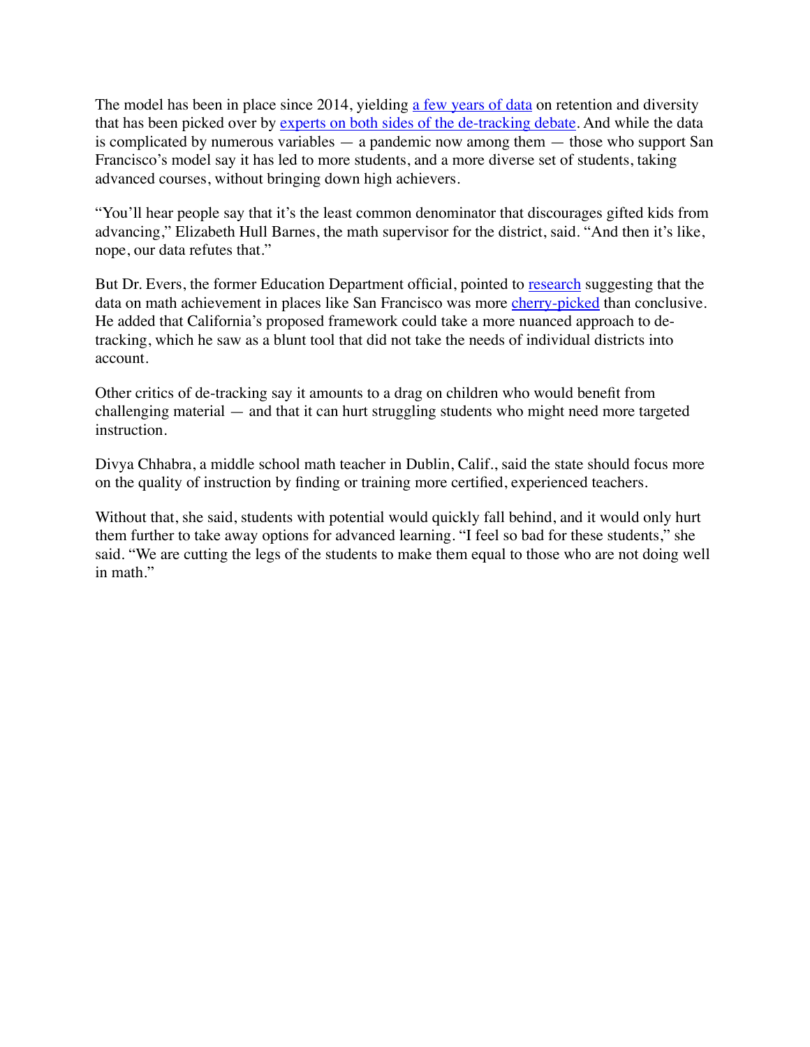The model has been in place since 2014, yielding a few years of data on retention and diversity that has been picked over by experts on both sides of the de-tracking debate. And while the data is complicated by numerous variables — a pandemic now among them — those who support San Francisco's model say it has led to more students, and a more diverse set of students, taking advanced courses, without bringing down high achievers.

"You'll hear people say that it's the least common denominator that discourages gifted kids from advancing," Elizabeth Hull Barnes, the math supervisor for the district, said. "And then it's like, nope, our data refutes that."

But Dr. Evers, the former Education Department official, pointed to research suggesting that the data on math achievement in places like San Francisco was more cherry-picked than conclusive. He added that California's proposed framework could take a more nuanced approach to de-tracking, which he saw as a blunt tool that did not take the needs of individual districts into account.

Other critics of de-tracking say it amounts to a drag on children who would benefit from challenging material — and that it can hurt struggling students who might need more targeted instruction.

Divya Chhabra, a middle school math teacher in Dublin, Calif., said the state should focus more on the quality of instruction by finding or training more certified, experienced teachers.

Without that, she said, students with potential would quickly fall behind, and it would only hurt them further to take away options for advanced learning. "I feel so bad for these students," she said. "We are cutting the legs of the students to make them equal to those who are not doing well in math."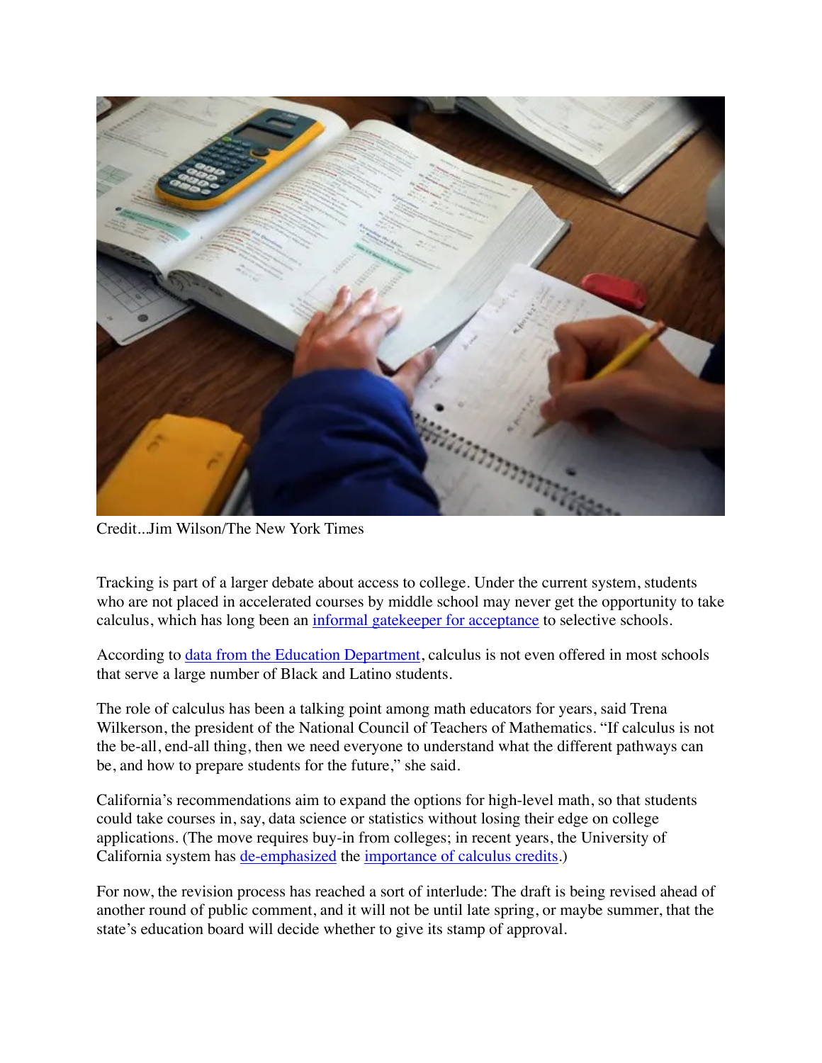Credit...Jim Wilson/The New York Times

Tracking is part of a larger debate about access to college. Under the current system, students who are not placed in accelerated courses by middle school may never get the opportunity to take calculus, which has long been an informal gatekeeper for acceptance to selective schools.

According to data from the Education Department, calculus is not even offered in most schools that serve a large number of Black and Latino students.

The role of calculus has been a talking point among math educators for years, said Trena Wilkerson, the president of the National Council of Teachers of Mathematics. "If calculus is not the be-all, end-all thing, then we need everyone to understand what the different pathways can be, and how to prepare students for the future," she said.

California's recommendations aim to expand the options for high-level math, so that students could take courses in, say, data science or statistics without losing their edge on college applications. (The move requires buy-in from colleges; in recent years, the University of California system has de-emphasized the importance of calculus credits.)

For now, the revision process has reached a sort of interlude: The draft is being revised ahead of another round of public comment, and it will not be until late spring, or maybe summer, that the state's education board will decide whether to give its stamp of approval.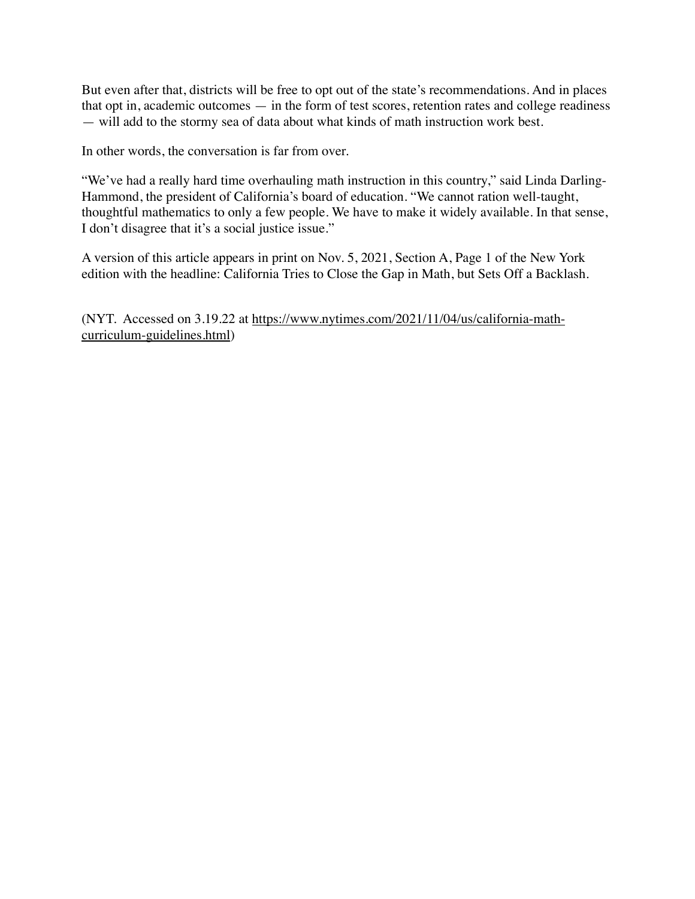But even after that, districts will be free to opt out of the state's recommendations. And in places that opt in, academic outcomes — in the form of test scores, retention rates and college readiness — will add to the stormy sea of data about what kinds of math instruction work best.

In other words, the conversation is far from over.

"We've had a really hard time overhauling math instruction in this country," said Linda Darling-Hammond, the president of California's board of education. "We cannot ration well-taught, thoughtful mathematics to only a few people. We have to make it widely available. In that sense, I don't disagree that it's a social justice issue."

A version of this article appears in print on Nov. 5, 2021, Section A, Page 1 of the New York edition with the headline: California Tries to Close the Gap in Math, but Sets Off a Backlash.

(NYT. Accessed on 3.19.22 at https://www.nytimes.com/2021/11/04/us/california-math-curriculum-guidelines.html)